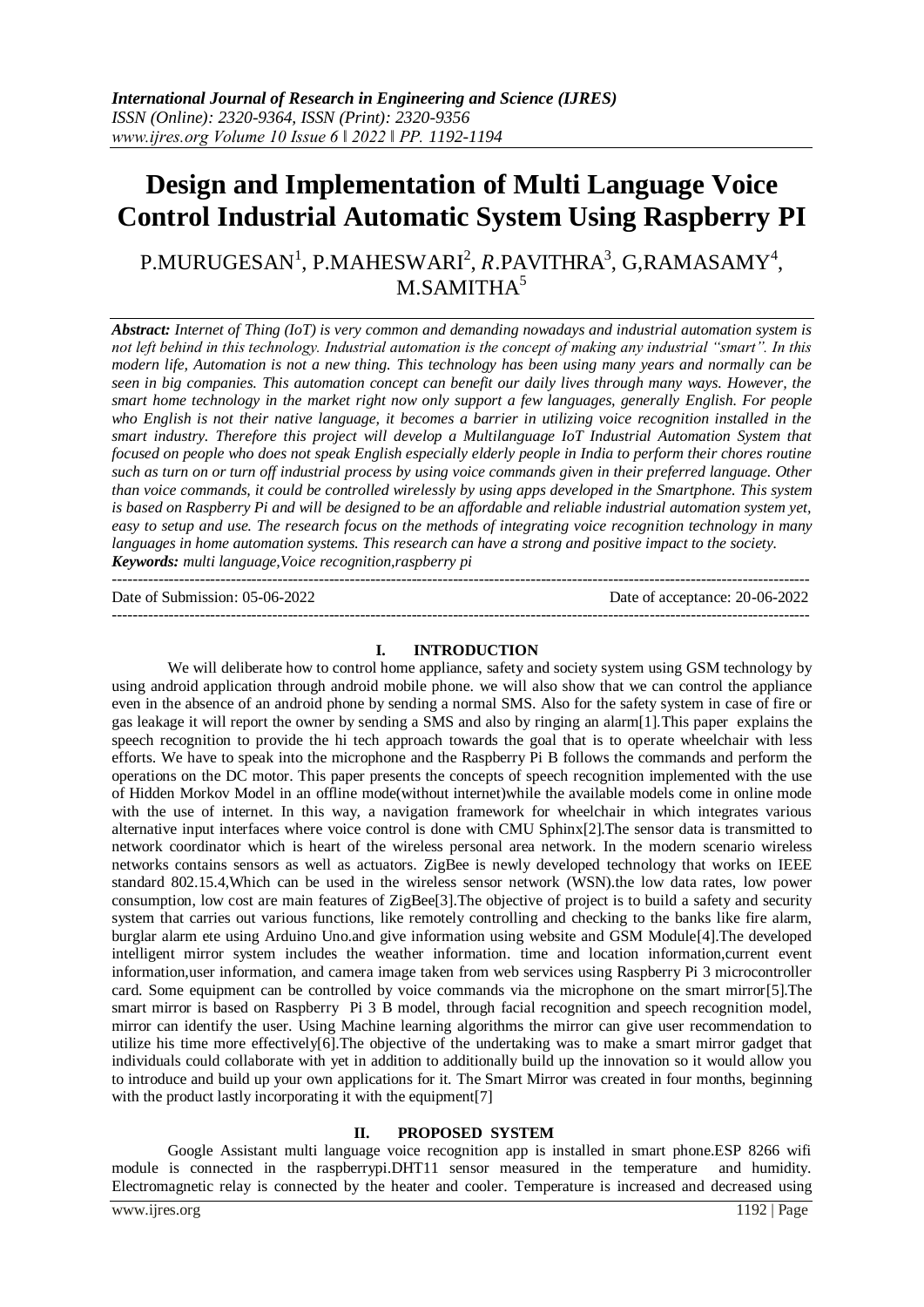# Design and Implementation of Multi Language Voice Control Industrial Automatic System Using Raspberry PI

P.MURUGESAN[1], P.MAHESWARI[2], *R*.PAVITHRA[3], G,RAMASAMY[4], M.SAMITHA[5]

***Abstract:*** *Internet of Thing (IoT) is very common and demanding nowadays and industrial automation system is not left behind in this technology. Industrial automation is the concept of making any industrial "smart". In this modern life, Automation is not a new thing. This technology has been using many years and normally can be seen in big companies. This automation concept can benefit our daily lives through many ways. However, the smart home technology in the market right now only support a few languages, generally English. For people who English is not their native language, it becomes a barrier in utilizing voice recognition installed in the smart industry. Therefore this project will develop a Multilanguage IoT Industrial Automation System that focused on people who does not speak English especially elderly people in India to perform their chores routine such as turn on or turn off industrial process by using voice commands given in their preferred language. Other than voice commands, it could be controlled wirelessly by using apps developed in the Smartphone. This system is based on Raspberry Pi and will be designed to be an affordable and reliable industrial automation system yet, easy to setup and use. The research focus on the methods of integrating voice recognition technology in many languages in home automation systems. This research can have a strong and positive impact to the society.*

***Keywords:*** *multi language,Voice recognition,raspberry pi*

---

Date of Submission: 05-06-2022 Date of acceptance: 20-06-2022

---

## I. INTRODUCTION

We will deliberate how to control home appliance, safety and society system using GSM technology by using android application through android mobile phone. we will also show that we can control the appliance even in the absence of an android phone by sending a normal SMS. Also for the safety system in case of fire or gas leakage it will report the owner by sending a SMS and also by ringing an alarm[1].This paper explains the speech recognition to provide the hi tech approach towards the goal that is to operate wheelchair with less efforts. We have to speak into the microphone and the Raspberry Pi B follows the commands and perform the operations on the DC motor. This paper presents the concepts of speech recognition implemented with the use of Hidden Morkov Model in an offline mode(without internet)while the available models come in online mode with the use of internet. In this way, a navigation framework for wheelchair in which integrates various alternative input interfaces where voice control is done with CMU Sphinx[2].The sensor data is transmitted to network coordinator which is heart of the wireless personal area network. In the modern scenario wireless networks contains sensors as well as actuators. ZigBee is newly developed technology that works on IEEE standard 802.15.4,Which can be used in the wireless sensor network (WSN).the low data rates, low power consumption, low cost are main features of ZigBee[3].The objective of project is to build a safety and security system that carries out various functions, like remotely controlling and checking to the banks like fire alarm, burglar alarm ete using Arduino Uno.and give information using website and GSM Module[4].The developed intelligent mirror system includes the weather information. time and location information,current event information,user information, and camera image taken from web services using Raspberry Pi 3 microcontroller card. Some equipment can be controlled by voice commands via the microphone on the smart mirror[5].The smart mirror is based on Raspberry Pi 3 B model, through facial recognition and speech recognition model, mirror can identify the user. Using Machine learning algorithms the mirror can give user recommendation to utilize his time more effectively[6].The objective of the undertaking was to make a smart mirror gadget that individuals could collaborate with yet in addition to additionally build up the innovation so it would allow you to introduce and build up your own applications for it. The Smart Mirror was created in four months, beginning with the product lastly incorporating it with the equipment[7]

## II. PROPOSED SYSTEM

Google Assistant multi language voice recognition app is installed in smart phone.ESP 8266 wifi module is connected in the raspberrypi.DHT11 sensor measured in the temperature and humidity. Electromagnetic relay is connected by the heater and cooler. Temperature is increased and decreased using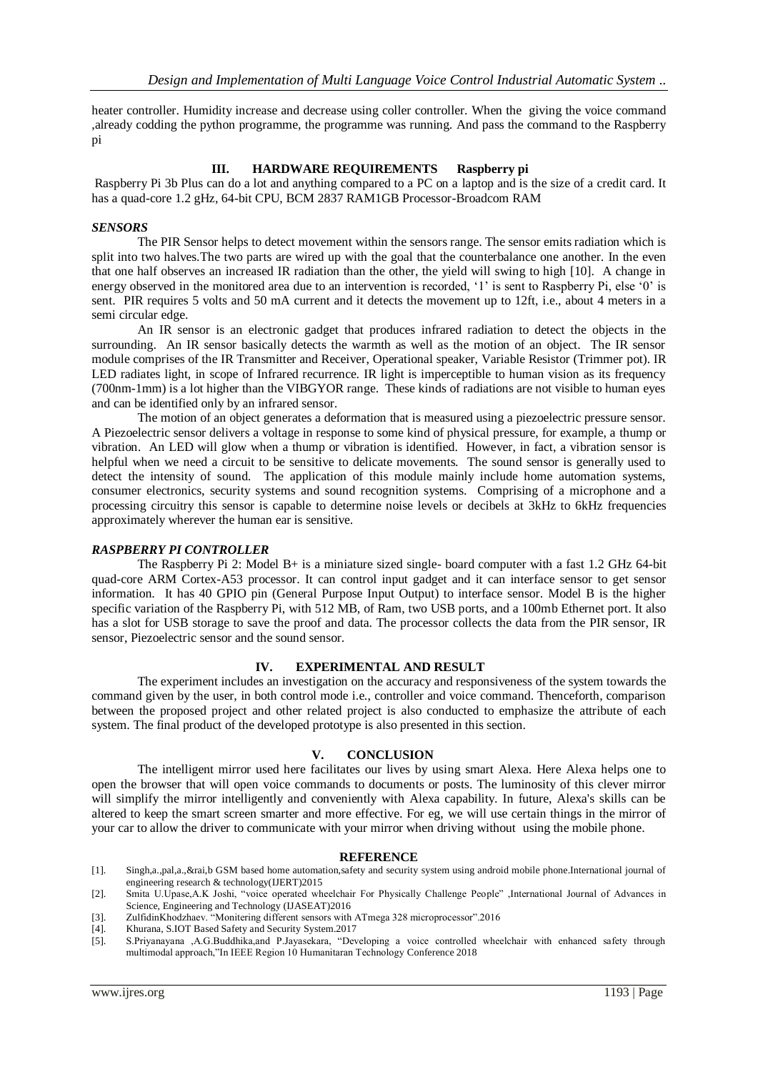heater controller. Humidity increase and decrease using coller controller. When the giving the voice command ,already codding the python programme, the programme was running. And pass the command to the Raspberry pi

## III. HARDWARE REQUIREMENTS Raspberry pi

Raspberry Pi 3b Plus can do a lot and anything compared to a PC on a laptop and is the size of a credit card. It has a quad-core 1.2 gHz, 64-bit CPU, BCM 2837 RAM1GB Processor-Broadcom RAM

### *SENSORS*

The PIR Sensor helps to detect movement within the sensors range. The sensor emits radiation which is split into two halves.The two parts are wired up with the goal that the counterbalance one another. In the even that one half observes an increased IR radiation than the other, the yield will swing to high [10]. A change in energy observed in the monitored area due to an intervention is recorded, '1' is sent to Raspberry Pi, else '0' is sent. PIR requires 5 volts and 50 mA current and it detects the movement up to 12ft, i.e., about 4 meters in a semi circular edge.

An IR sensor is an electronic gadget that produces infrared radiation to detect the objects in the surrounding. An IR sensor basically detects the warmth as well as the motion of an object. The IR sensor module comprises of the IR Transmitter and Receiver, Operational speaker, Variable Resistor (Trimmer pot). IR LED radiates light, in scope of Infrared recurrence. IR light is imperceptible to human vision as its frequency (700nm-1mm) is a lot higher than the VIBGYOR range. These kinds of radiations are not visible to human eyes and can be identified only by an infrared sensor.

The motion of an object generates a deformation that is measured using a piezoelectric pressure sensor. A Piezoelectric sensor delivers a voltage in response to some kind of physical pressure, for example, a thump or vibration. An LED will glow when a thump or vibration is identified. However, in fact, a vibration sensor is helpful when we need a circuit to be sensitive to delicate movements. The sound sensor is generally used to detect the intensity of sound. The application of this module mainly include home automation systems, consumer electronics, security systems and sound recognition systems. Comprising of a microphone and a processing circuitry this sensor is capable to determine noise levels or decibels at 3kHz to 6kHz frequencies approximately wherever the human ear is sensitive.

### *RASPBERRY PI CONTROLLER*

The Raspberry Pi 2: Model B+ is a miniature sized single- board computer with a fast 1.2 GHz 64-bit quad-core ARM Cortex-A53 processor. It can control input gadget and it can interface sensor to get sensor information. It has 40 GPIO pin (General Purpose Input Output) to interface sensor. Model B is the higher specific variation of the Raspberry Pi, with 512 MB, of Ram, two USB ports, and a 100mb Ethernet port. It also has a slot for USB storage to save the proof and data. The processor collects the data from the PIR sensor, IR sensor, Piezoelectric sensor and the sound sensor.

## IV. EXPERIMENTAL AND RESULT

The experiment includes an investigation on the accuracy and responsiveness of the system towards the command given by the user, in both control mode i.e., controller and voice command. Thenceforth, comparison between the proposed project and other related project is also conducted to emphasize the attribute of each system. The final product of the developed prototype is also presented in this section.

## V. CONCLUSION

The intelligent mirror used here facilitates our lives by using smart Alexa. Here Alexa helps one to open the browser that will open voice commands to documents or posts. The luminosity of this clever mirror will simplify the mirror intelligently and conveniently with Alexa capability. In future, Alexa's skills can be altered to keep the smart screen smarter and more effective. For eg, we will use certain things in the mirror of your car to allow the driver to communicate with your mirror when driving without using the mobile phone.

## REFERENCE

[1]. Singh,a.,pal,a.,&rai,b GSM based home automation,safety and security system using android mobile phone.International journal of engineering research & technology(IJERT)2015

[2]. Smita U.Upase,A.K Joshi, "voice operated wheelchair For Physically Challenge People" ,International Journal of Advances in Science, Engineering and Technology (IJASEAT)2016

[3]. ZulfidinKhodzhaev. "Monitering different sensors with ATmega 328 microprocessor".2016

[4]. Khurana, S.IOT Based Safety and Security System.2017

[5]. S.Priyanayana ,A.G.Buddhika,and P.Jayasekara, "Developing a voice controlled wheelchair with enhanced safety through multimodal approach,"In IEEE Region 10 Humanitaran Technology Conference 2018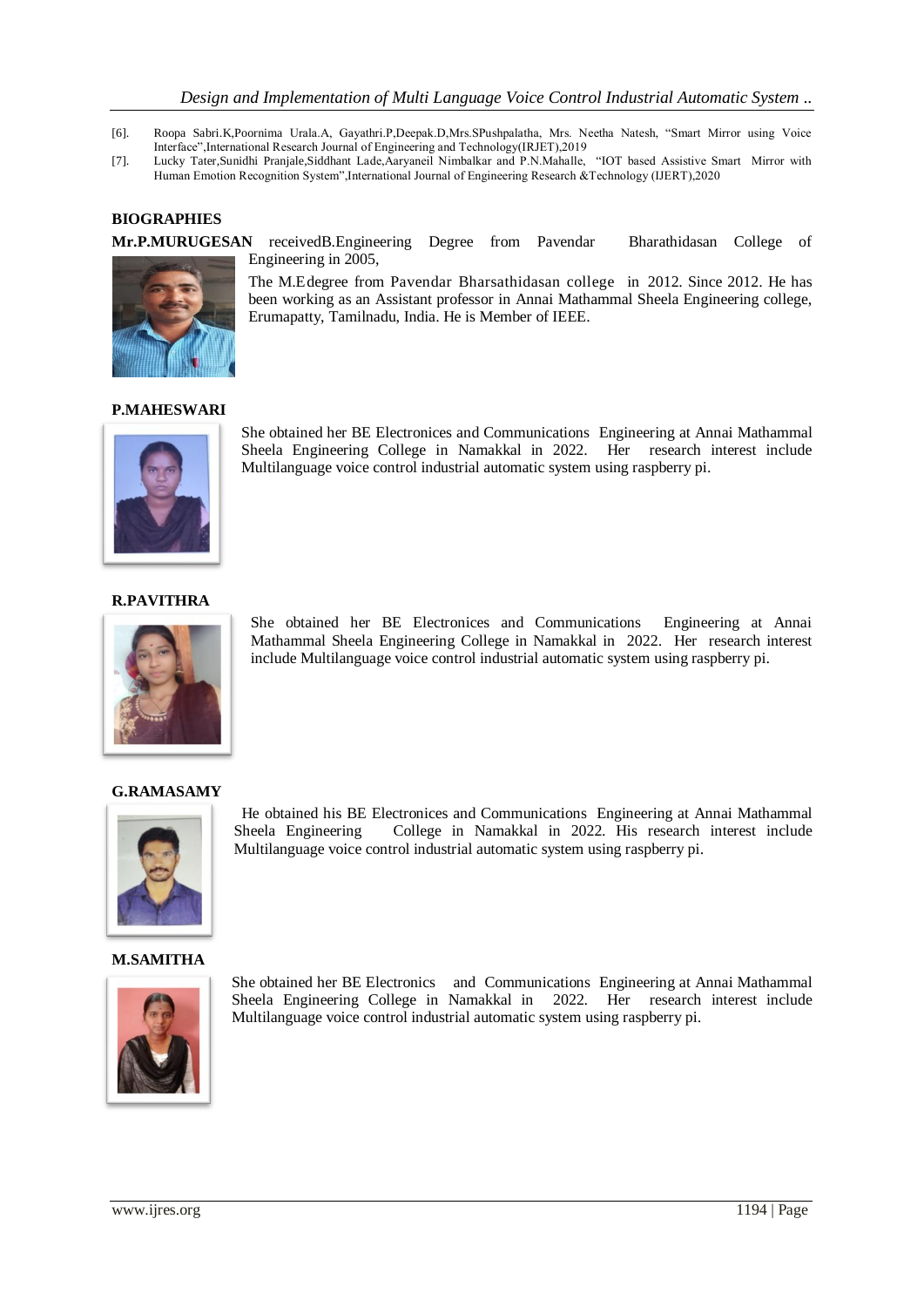[6]. Roopa Sabri.K,Poornima Urala.A, Gayathri.P,Deepak.D,Mrs.SPushpalatha, Mrs. Neetha Natesh, "Smart Mirror using Voice Interface",International Research Journal of Engineering and Technology(IRJET),2019

[7]. Lucky Tater,Sunidhi Pranjale,Siddhant Lade,Aaryaneil Nimbalkar and P.N.Mahalle, "IOT based Assistive Smart Mirror with Human Emotion Recognition System",International Journal of Engineering Research &Technology (IJERT),2020

## BIOGRAPHIES

**Mr.P.MURUGESAN** receivedB.Engineering Degree from Pavendar Bharathidasan College of Engineering in 2005,

The M.Edegree from Pavendar Bharsathidasan college in 2012. Since 2012. He has been working as an Assistant professor in Annai Mathammal Sheela Engineering college, Erumapatty, Tamilnadu, India. He is Member of IEEE.

**P.MAHESWARI**

She obtained her BE Electronices and Communications Engineering at Annai Mathammal Sheela Engineering College in Namakkal in 2022. Her research interest include Multilanguage voice control industrial automatic system using raspberry pi.

**R.PAVITHRA**

She obtained her BE Electronices and Communications Engineering at Annai Mathammal Sheela Engineering College in Namakkal in 2022. Her research interest include Multilanguage voice control industrial automatic system using raspberry pi.

**G.RAMASAMY**

He obtained his BE Electronices and Communications Engineering at Annai Mathammal Sheela Engineering College in Namakkal in 2022. His research interest include Multilanguage voice control industrial automatic system using raspberry pi.

**M.SAMITHA**

She obtained her BE Electronics and Communications Engineering at Annai Mathammal Sheela Engineering College in Namakkal in 2022. Her research interest include Multilanguage voice control industrial automatic system using raspberry pi.